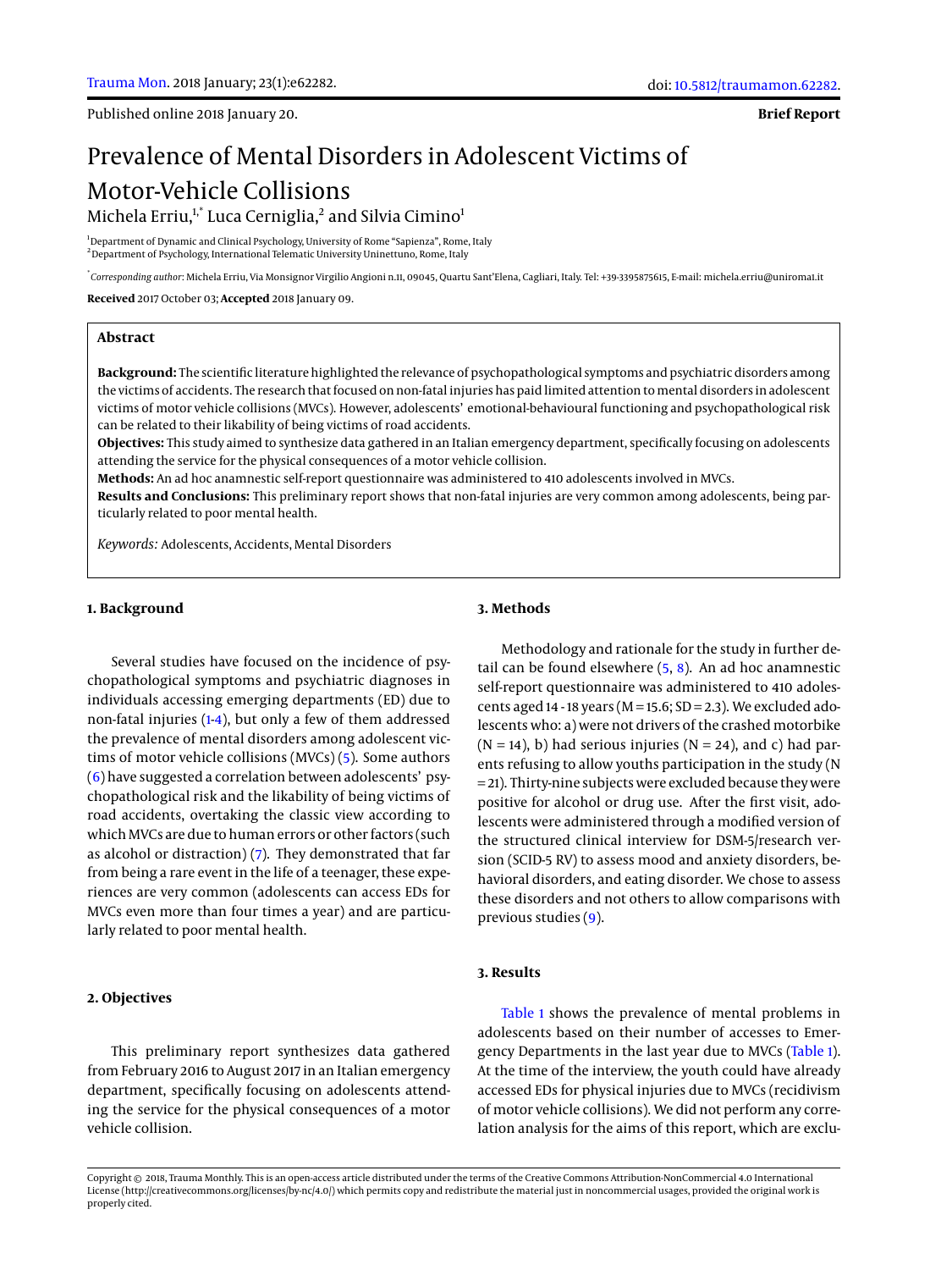Published online 2018 January 20.

**Brief Report**

# Prevalence of Mental Disorders in Adolescent Victims of Motor-Vehicle Collisions

Michela Erriu,[1,*] Luca Cerniglia,[2] and Silvia Cimino[1]

[1] Department of Dynamic and Clinical Psychology, University of Rome "Sapienza", Rome, Italy
[2] Department of Psychology, International Telematic University Uninettuno, Rome, Italy

[*] *Corresponding author*: Michela Erriu, Via Monsignor Virgilio Angioni n.11, 09045, Quartu Sant'Elena, Cagliari, Italy. Tel: +39-3395875615, E-mail: michela.erriu@uniroma1.it

**Received** 2017 October 03; **Accepted** 2018 January 09.

## Abstract

**Background:** The scientific literature highlighted the relevance of psychopathological symptoms and psychiatric disorders among the victims of accidents. The research that focused on non-fatal injuries has paid limited attention to mental disorders in adolescent victims of motor vehicle collisions (MVCs). However, adolescents' emotional-behavioural functioning and psychopathological risk can be related to their likability of being victims of road accidents.

**Objectives:** This study aimed to synthesize data gathered in an Italian emergency department, specifically focusing on adolescents attending the service for the physical consequences of a motor vehicle collision.

**Methods:** An ad hoc anamnestic self-report questionnaire was administered to 410 adolescents involved in MVCs.

**Results and Conclusions:** This preliminary report shows that non-fatal injuries are very common among adolescents, being particularly related to poor mental health.

*Keywords:* Adolescents, Accidents, Mental Disorders

## 1. Background

Several studies have focused on the incidence of psychopathological symptoms and psychiatric diagnoses in individuals accessing emerging departments (ED) due to non-fatal injuries (1-4), but only a few of them addressed the prevalence of mental disorders among adolescent victims of motor vehicle collisions (MVCs) (5). Some authors (6) have suggested a correlation between adolescents' psychopathological risk and the likability of being victims of road accidents, overtaking the classic view according to which MVCs are due to human errors or other factors (such as alcohol or distraction) (7). They demonstrated that far from being a rare event in the life of a teenager, these experiences are very common (adolescents can access EDs for MVCs even more than four times a year) and are particularly related to poor mental health.

## 2. Objectives

This preliminary report synthesizes data gathered from February 2016 to August 2017 in an Italian emergency department, specifically focusing on adolescents attending the service for the physical consequences of a motor vehicle collision.

## 3. Methods

Methodology and rationale for the study in further detail can be found elsewhere (5, 8). An ad hoc anamnestic self-report questionnaire was administered to 410 adolescents aged 14 - 18 years (M = 15.6; SD = 2.3). We excluded adolescents who: a) were not drivers of the crashed motorbike (N = 14), b) had serious injuries (N = 24), and c) had parents refusing to allow youths participation in the study (N = 21). Thirty-nine subjects were excluded because they were positive for alcohol or drug use. After the first visit, adolescents were administered through a modified version of the structured clinical interview for DSM-5/research version (SCID-5 RV) to assess mood and anxiety disorders, behavioral disorders, and eating disorder. We chose to assess these disorders and not others to allow comparisons with previous studies (9).

## 3. Results

Table 1 shows the prevalence of mental problems in adolescents based on their number of accesses to Emergency Departments in the last year due to MVCs (Table 1). At the time of the interview, the youth could have already accessed EDs for physical injuries due to MVCs (recidivism of motor vehicle collisions). We did not perform any correlation analysis for the aims of this report, which are exclu-

Copyright © 2018, Trauma Monthly. This is an open-access article distributed under the terms of the Creative Commons Attribution-NonCommercial 4.0 International License (http://creativecommons.org/licenses/by-nc/4.0/) which permits copy and redistribute the material just in noncommercial usages, provided the original work is properly cited.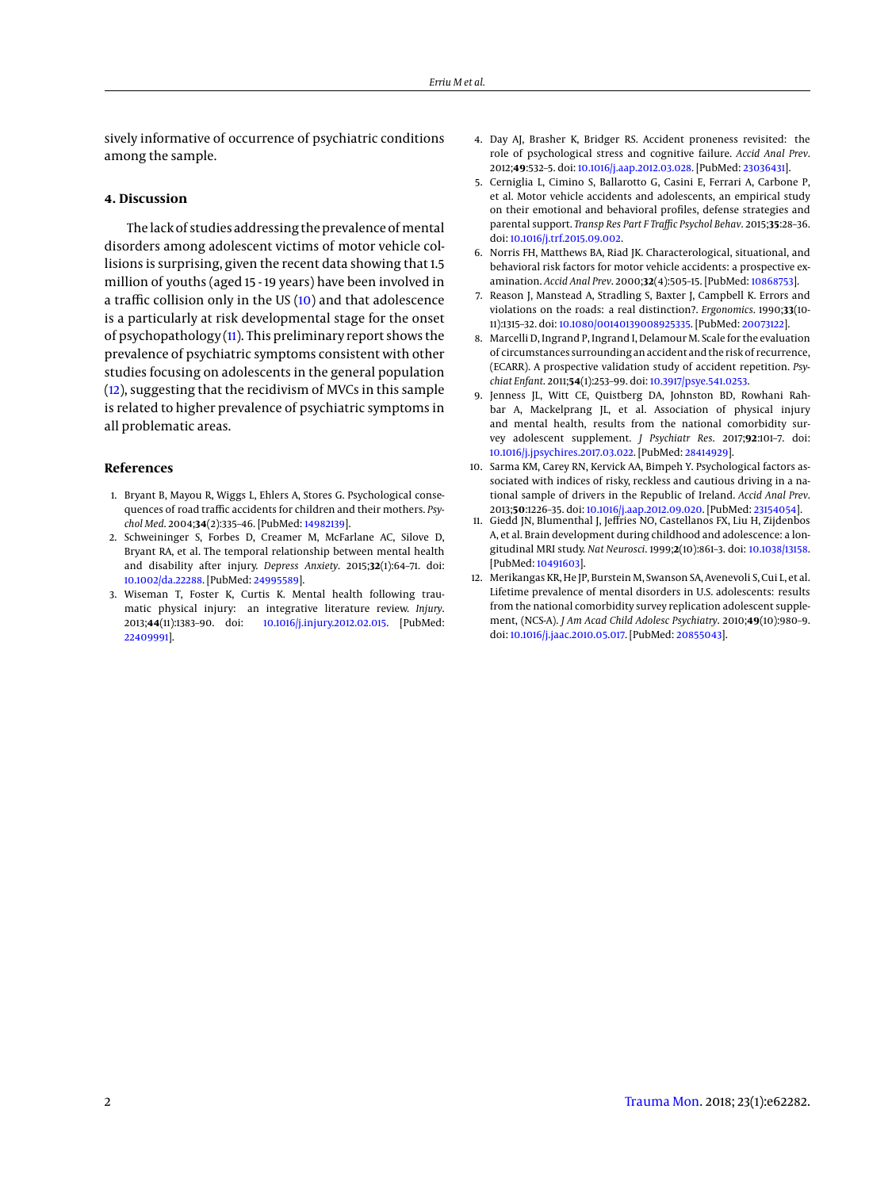sively informative of occurrence of psychiatric conditions among the sample.

## 4. Discussion

The lack of studies addressing the prevalence of mental disorders among adolescent victims of motor vehicle collisions is surprising, given the recent data showing that 1.5 million of youths (aged 15 - 19 years) have been involved in a traffic collision only in the US (10) and that adolescence is a particularly at risk developmental stage for the onset of psychopathology (11). This preliminary report shows the prevalence of psychiatric symptoms consistent with other studies focusing on adolescents in the general population (12), suggesting that the recidivism of MVCs in this sample is related to higher prevalence of psychiatric symptoms in all problematic areas.

## References

1. Bryant B, Mayou R, Wiggs L, Ehlers A, Stores G. Psychological consequences of road traffic accidents for children and their mothers. *Psychol Med*. 2004;**34**(2):335–46. [PubMed: 14982139].
2. Schweininger S, Forbes D, Creamer M, McFarlane AC, Silove D, Bryant RA, et al. The temporal relationship between mental health and disability after injury. *Depress Anxiety*. 2015;**32**(1):64–71. doi: 10.1002/da.22288. [PubMed: 24995589].
3. Wiseman T, Foster K, Curtis K. Mental health following traumatic physical injury: an integrative literature review. *Injury*. 2013;**44**(11):1383–90. doi: 10.1016/j.injury.2012.02.015. [PubMed: 22409991].
4. Day AJ, Brasher K, Bridger RS. Accident proneness revisited: the role of psychological stress and cognitive failure. *Accid Anal Prev*. 2012;**49**:532–5. doi: 10.1016/j.aap.2012.03.028. [PubMed: 23036431].
5. Cerniglia L, Cimino S, Ballarotto G, Casini E, Ferrari A, Carbone P, et al. Motor vehicle accidents and adolescents, an empirical study on their emotional and behavioral profiles, defense strategies and parental support. *Transp Res Part F Traffic Psychol Behav*. 2015;**35**:28–36. doi: 10.1016/j.trf.2015.09.002.
6. Norris FH, Matthews BA, Riad JK. Characterological, situational, and behavioral risk factors for motor vehicle accidents: a prospective examination. *Accid Anal Prev*. 2000;**32**(4):505–15. [PubMed: 10868753].
7. Reason J, Manstead A, Stradling S, Baxter J, Campbell K. Errors and violations on the roads: a real distinction?. *Ergonomics*. 1990;**33**(10-11):1315–32. doi: 10.1080/00140139008925335. [PubMed: 20073122].
8. Marcelli D, Ingrand P, Ingrand I, Delamour M. Scale for the evaluation of circumstances surrounding an accident and the risk of recurrence, (ECARR). A prospective validation study of accident repetition. *Psychiat Enfant*. 2011;**54**(1):253–99. doi: 10.3917/psye.541.0253.
9. Jenness JL, Witt CE, Quistberg DA, Johnston BD, Rowhani Rahbar A, Mackelprang JL, et al. Association of physical injury and mental health, results from the national comorbidity survey adolescent supplement. *J Psychiatr Res*. 2017;**92**:101–7. doi: 10.1016/j.jpsychires.2017.03.022. [PubMed: 28414929].
10. Sarma KM, Carey RN, Kervick AA, Bimpeh Y. Psychological factors associated with indices of risky, reckless and cautious driving in a national sample of drivers in the Republic of Ireland. *Accid Anal Prev*. 2013;**50**:1226–35. doi: 10.1016/j.aap.2012.09.020. [PubMed: 23154054].
11. Giedd JN, Blumenthal J, Jeffries NO, Castellanos FX, Liu H, Zijdenbos A, et al. Brain development during childhood and adolescence: a longitudinal MRI study. *Nat Neurosci*. 1999;**2**(10):861–3. doi: 10.1038/13158. [PubMed: 10491603].
12. Merikangas KR, He JP, Burstein M, Swanson SA, Avenevoli S, Cui L, et al. Lifetime prevalence of mental disorders in U.S. adolescents: results from the national comorbidity survey replication adolescent supplement, (NCS-A). *J Am Acad Child Adolesc Psychiatry*. 2010;**49**(10):980–9. doi: 10.1016/j.jaac.2010.05.017. [PubMed: 20855043].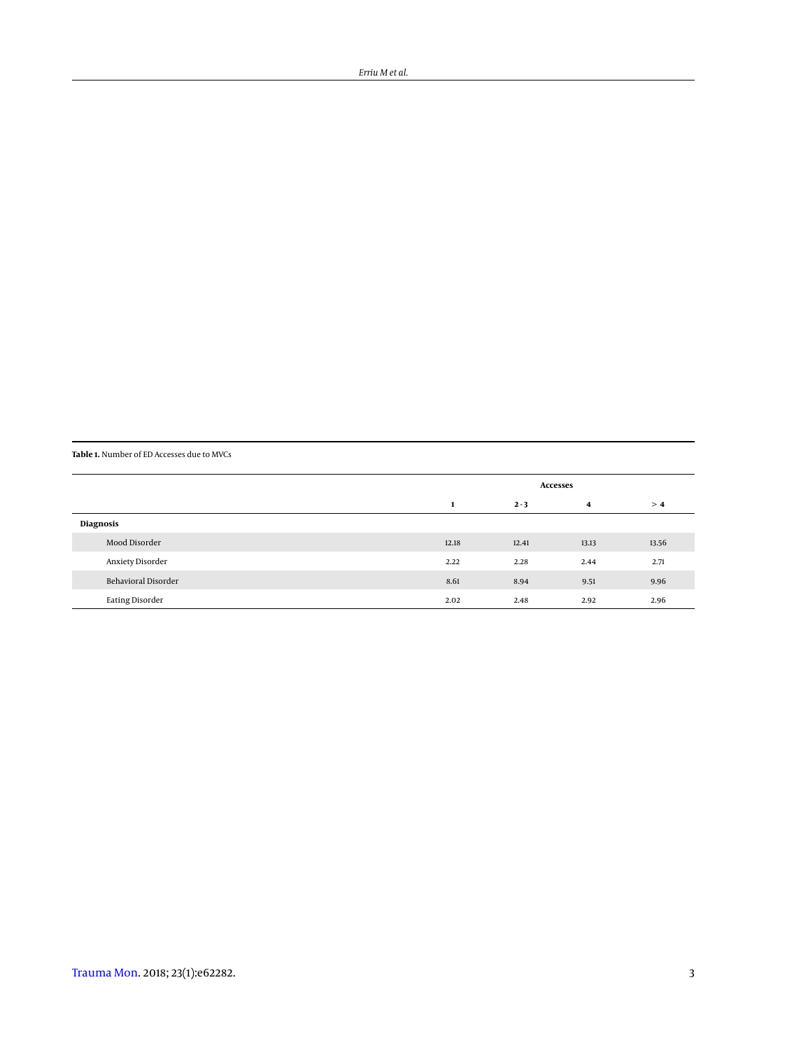**Table 1.** Number of ED Accesses due to MVCs

| | Accesses | | | |
|---|---|---|---|---|
| | 1 | 2 - 3 | 4 | > 4 |
| **Diagnosis** | | | | |
| Mood Disorder | 12.18 | 12.41 | 13.13 | 13.56 |
| Anxiety Disorder | 2.22 | 2.28 | 2.44 | 2.71 |
| Behavioral Disorder | 8.61 | 8.94 | 9.51 | 9.96 |
| Eating Disorder | 2.02 | 2.48 | 2.92 | 2.96 |